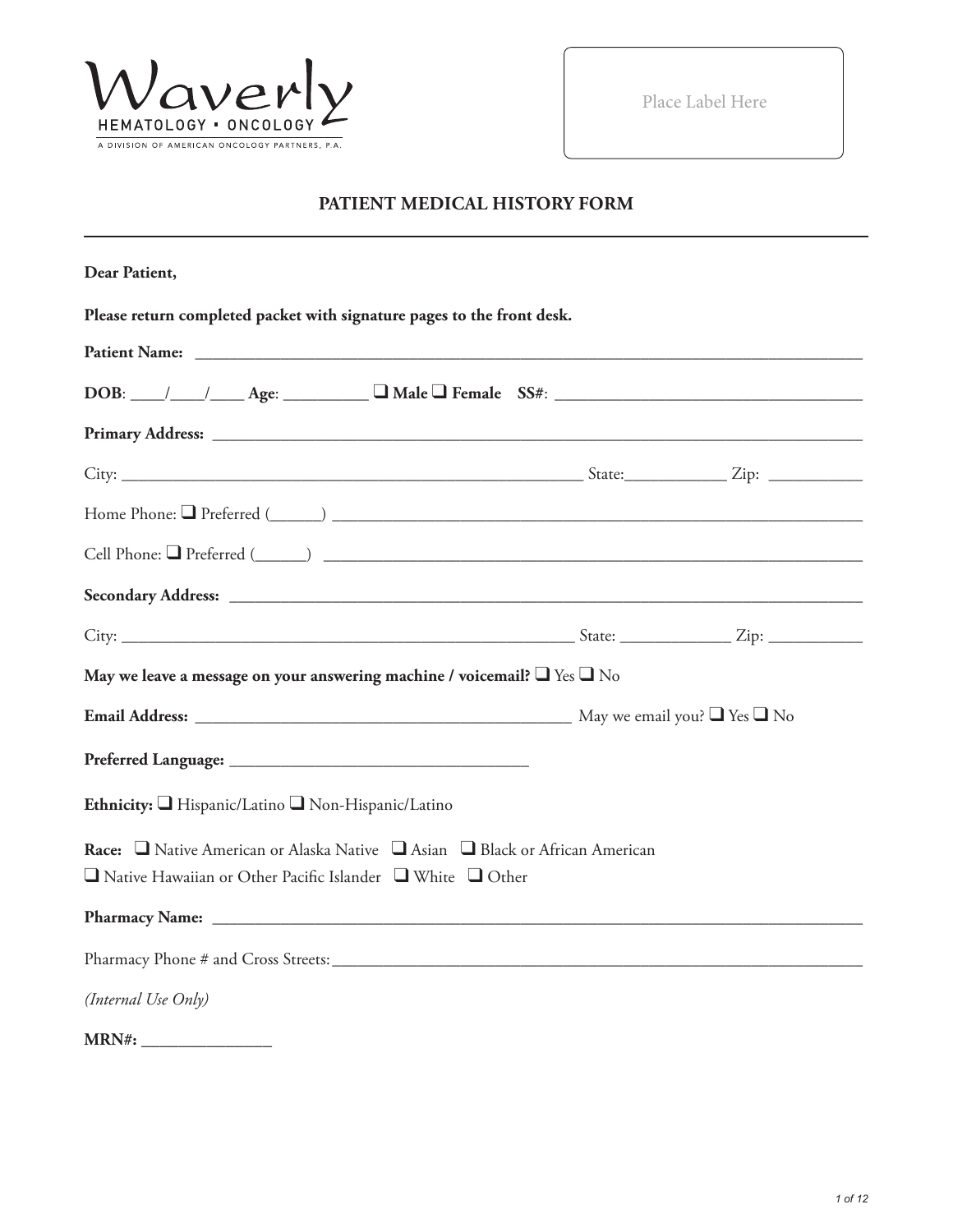Waverly
HEMATOLOGY • ONCOLOGY
A DIVISION OF AMERICAN ONCOLOGY PARTNERS, P.A.

Place Label Here

# PATIENT MEDICAL HISTORY FORM

**Dear Patient,**

**Please return completed packet with signature pages to the front desk.**

**Patient Name:** ______________________________________________________________________________

**DOB**: ____/____/____ **Age**: __________ ❑ **Male** ❑ **Female** **SS#**: ___________________________________

**Primary Address:** ___________________________________________________________________________

City: _______________________________________________________ State:____________ Zip: ___________

Home Phone: ❑ Preferred (______) ______________________________________________________________

Cell Phone: ❑ Preferred (______) _______________________________________________________________

**Secondary Address:** _________________________________________________________________________

City: ______________________________________________________ State: _____________ Zip: ___________

**May we leave a message on your answering machine / voicemail?** ❑ Yes ❑ No

**Email Address:** _____________________________________________ May we email you? ❑ Yes ❑ No

**Preferred Language:** ____________________________________

**Ethnicity:** ❑ Hispanic/Latino ❑ Non-Hispanic/Latino

**Race:** ❑ Native American or Alaska Native ❑ Asian ❑ Black or African American
❑ Native Hawaiian or Other Pacific Islander ❑ White ❑ Other

**Pharmacy Name:** ___________________________________________________________________________

Pharmacy Phone # and Cross Streets:_______________________________________________________________

*(Internal Use Only)*

**MRN#:** _______________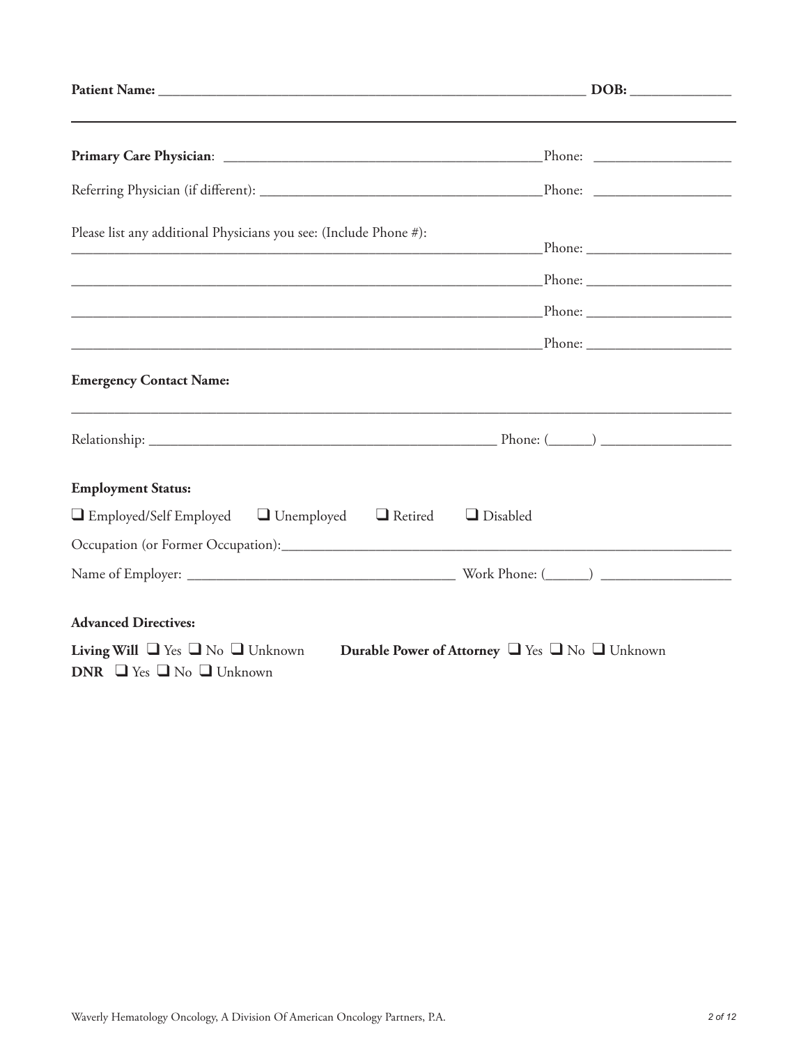**Patient Name:** ______________________________________________________________ **DOB:** ______________

---

**Primary Care Physician**: ______________________________________________ Phone: ___________________

Referring Physician (if different): _______________________________________ Phone: ___________________

Please list any additional Physicians you see: (Include Phone #):

____________________________________________________________________ Phone: ____________________

____________________________________________________________________ Phone: ____________________

____________________________________________________________________ Phone: ____________________

____________________________________________________________________ Phone: ____________________

**Emergency Contact Name:**

_____________________________________________________________________________________________

Relationship: __________________________________________________ Phone: (______) __________________

**Employment Status:**

❑ Employed/Self Employed ❑ Unemployed ❑ Retired ❑ Disabled

Occupation (or Former Occupation): _____________________________________________________________

Name of Employer: ______________________________________ Work Phone: (______) __________________

**Advanced Directives:**

**Living Will** ❑ Yes ❑ No ❑ Unknown **Durable Power of Attorney** ❑ Yes ❑ No ❑ Unknown

**DNR** ❑ Yes ❑ No ❑ Unknown

Waverly Hematology Oncology, A Division Of American Oncology Partners, P.A.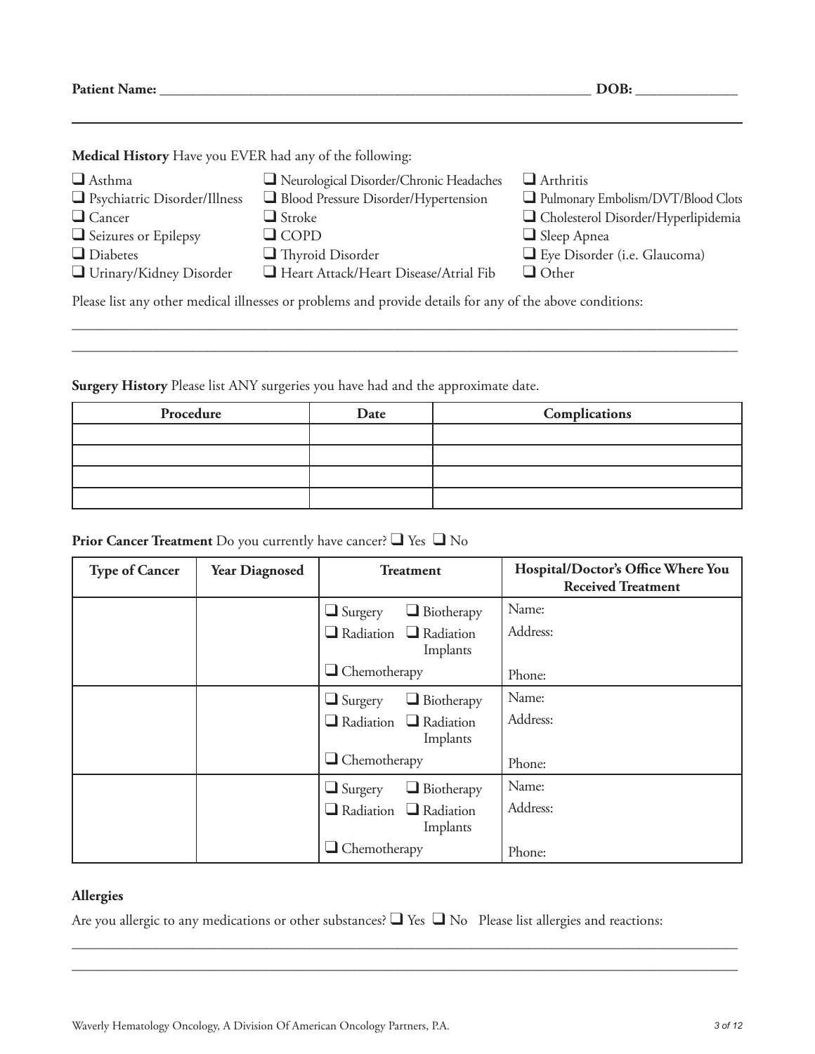**Patient Name:** ______________________________________________ **DOB:** ______________

**Medical History** Have you EVER had any of the following:

- ❑ Asthma
- ❑ Psychiatric Disorder/Illness
- ❑ Cancer
- ❑ Seizures or Epilepsy
- ❑ Diabetes
- ❑ Urinary/Kidney Disorder
- ❑ Neurological Disorder/Chronic Headaches
- ❑ Blood Pressure Disorder/Hypertension
- ❑ Stroke
- ❑ COPD
- ❑ Thyroid Disorder
- ❑ Heart Attack/Heart Disease/Atrial Fib
- ❑ Arthritis
- ❑ Pulmonary Embolism/DVT/Blood Clots
- ❑ Cholesterol Disorder/Hyperlipidemia
- ❑ Sleep Apnea
- ❑ Eye Disorder (i.e. Glaucoma)
- ❑ Other

Please list any other medical illnesses or problems and provide details for any of the above conditions:

_______________________________________________________________________________

_______________________________________________________________________________

**Surgery History** Please list ANY surgeries you have had and the approximate date.

| Procedure | Date | Complications |
|---|---|---|
| | | |
| | | |
| | | |
| | | |

**Prior Cancer Treatment** Do you currently have cancer? ❑ Yes ❑ No

| Type of Cancer | Year Diagnosed | Treatment | Hospital/Doctor's Office Where You Received Treatment |
|---|---|---|---|
| | | ❑ Surgery ❑ Biotherapy ❑ Radiation ❑ Radiation Implants ❑ Chemotherapy | Name: Address: Phone: |
| | | ❑ Surgery ❑ Biotherapy ❑ Radiation ❑ Radiation Implants ❑ Chemotherapy | Name: Address: Phone: |
| | | ❑ Surgery ❑ Biotherapy ❑ Radiation ❑ Radiation Implants ❑ Chemotherapy | Name: Address: Phone: |

**Allergies**

Are you allergic to any medications or other substances? ❑ Yes ❑ No Please list allergies and reactions:

_______________________________________________________________________________

_______________________________________________________________________________

Waverly Hematology Oncology, A Division Of American Oncology Partners, P.A.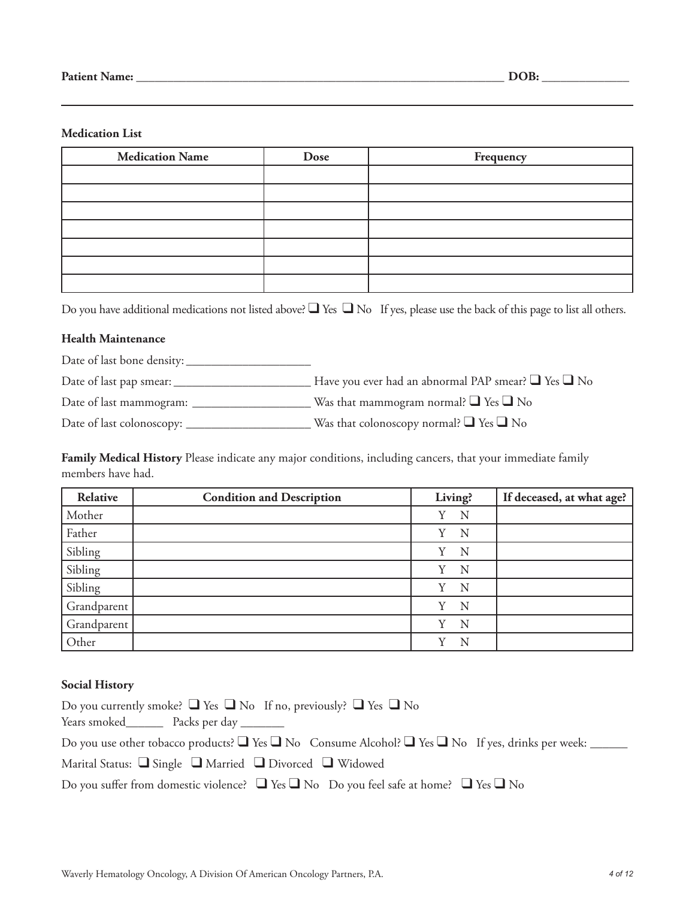**Patient Name:** ______________________________________________ **DOB:** ______________

**Medication List**

| Medication Name | Dose | Frequency |
|---|---|---|
| | | |
| | | |
| | | |
| | | |
| | | |
| | | |
| | | |

Do you have additional medications not listed above? ❑ Yes ❑ No If yes, please use the back of this page to list all others.

**Health Maintenance**

Date of last bone density: ____________________

Date of last pap smear: ______________________ Have you ever had an abnormal PAP smear? ❑ Yes ❑ No

Date of last mammogram: ___________________ Was that mammogram normal? ❑ Yes ❑ No

Date of last colonoscopy: ____________________ Was that colonoscopy normal? ❑ Yes ❑ No

**Family Medical History** Please indicate any major conditions, including cancers, that your immediate family members have had.

| Relative | Condition and Description | Living? | If deceased, at what age? |
|---|---|---|---|
| Mother | | Y N | |
| Father | | Y N | |
| Sibling | | Y N | |
| Sibling | | Y N | |
| Sibling | | Y N | |
| Grandparent | | Y N | |
| Grandparent | | Y N | |
| Other | | Y N | |

**Social History**

Do you currently smoke? ❑ Yes ❑ No If no, previously? ❑ Yes ❑ No
Years smoked______ Packs per day _______

Do you use other tobacco products? ❑ Yes ❑ No Consume Alcohol? ❑ Yes ❑ No If yes, drinks per week: ______

Marital Status: ❑ Single ❑ Married ❑ Divorced ❑ Widowed

Do you suffer from domestic violence? ❑ Yes ❑ No Do you feel safe at home? ❑ Yes ❑ No

Waverly Hematology Oncology, A Division Of American Oncology Partners, P.A.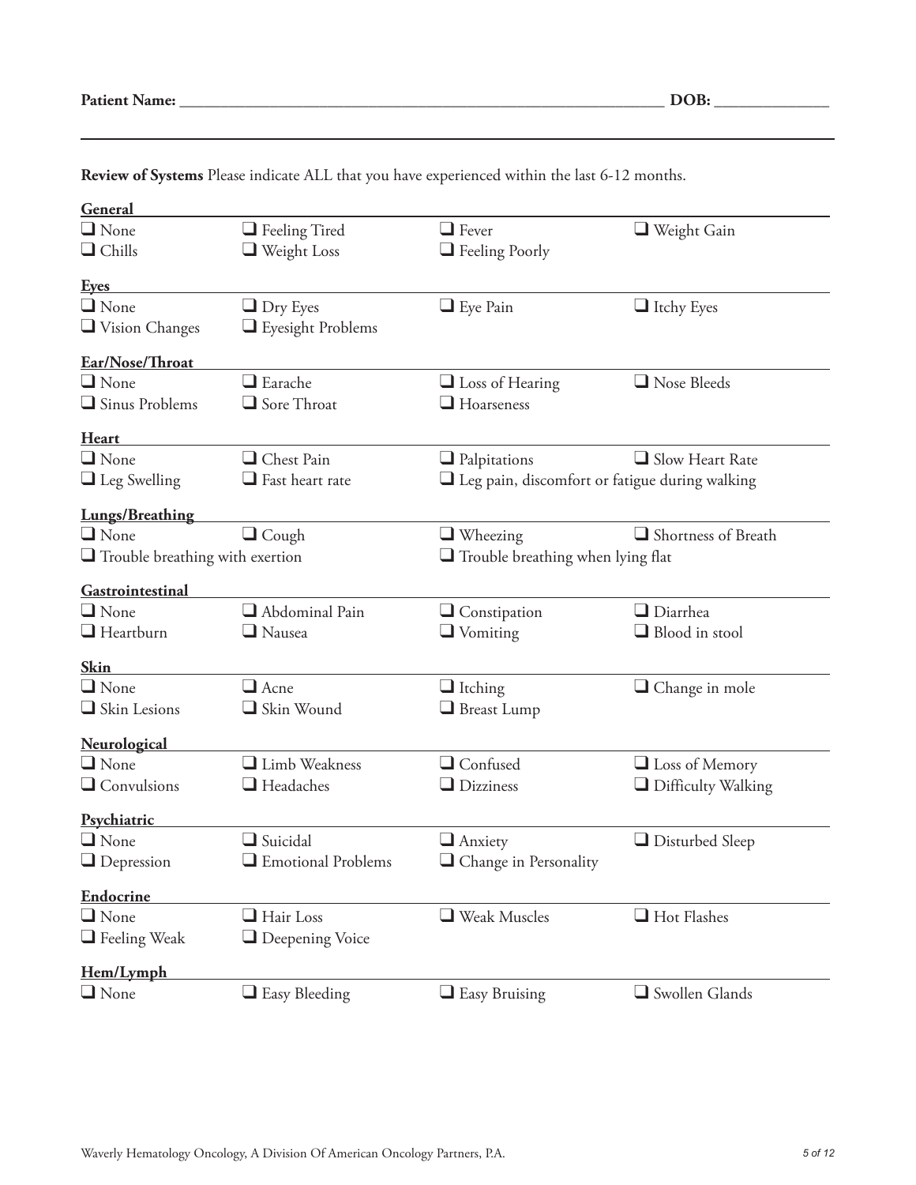**Patient Name:** ______________________________________________ **DOB:** ______________

**Review of Systems** Please indicate ALL that you have experienced within the last 6-12 months.

**General**

- ☐ None
- ☐ Feeling Tired
- ☐ Fever
- ☐ Weight Gain
- ☐ Chills
- ☐ Weight Loss
- ☐ Feeling Poorly

**Eyes**

- ☐ None
- ☐ Dry Eyes
- ☐ Eye Pain
- ☐ Itchy Eyes
- ☐ Vision Changes
- ☐ Eyesight Problems

**Ear/Nose/Throat**

- ☐ None
- ☐ Earache
- ☐ Loss of Hearing
- ☐ Nose Bleeds
- ☐ Sinus Problems
- ☐ Sore Throat
- ☐ Hoarseness

**Heart**

- ☐ None
- ☐ Chest Pain
- ☐ Palpitations
- ☐ Slow Heart Rate
- ☐ Leg Swelling
- ☐ Fast heart rate
- ☐ Leg pain, discomfort or fatigue during walking

**Lungs/Breathing**

- ☐ None
- ☐ Cough
- ☐ Wheezing
- ☐ Shortness of Breath
- ☐ Trouble breathing with exertion
- ☐ Trouble breathing when lying flat

**Gastrointestinal**

- ☐ None
- ☐ Abdominal Pain
- ☐ Constipation
- ☐ Diarrhea
- ☐ Heartburn
- ☐ Nausea
- ☐ Vomiting
- ☐ Blood in stool

**Skin**

- ☐ None
- ☐ Acne
- ☐ Itching
- ☐ Change in mole
- ☐ Skin Lesions
- ☐ Skin Wound
- ☐ Breast Lump

**Neurological**

- ☐ None
- ☐ Limb Weakness
- ☐ Confused
- ☐ Loss of Memory
- ☐ Convulsions
- ☐ Headaches
- ☐ Dizziness
- ☐ Difficulty Walking

**Psychiatric**

- ☐ None
- ☐ Suicidal
- ☐ Anxiety
- ☐ Disturbed Sleep
- ☐ Depression
- ☐ Emotional Problems
- ☐ Change in Personality

**Endocrine**

- ☐ None
- ☐ Hair Loss
- ☐ Weak Muscles
- ☐ Hot Flashes
- ☐ Feeling Weak
- ☐ Deepening Voice

**Hem/Lymph**

- ☐ None
- ☐ Easy Bleeding
- ☐ Easy Bruising
- ☐ Swollen Glands

Waverly Hematology Oncology, A Division Of American Oncology Partners, P.A.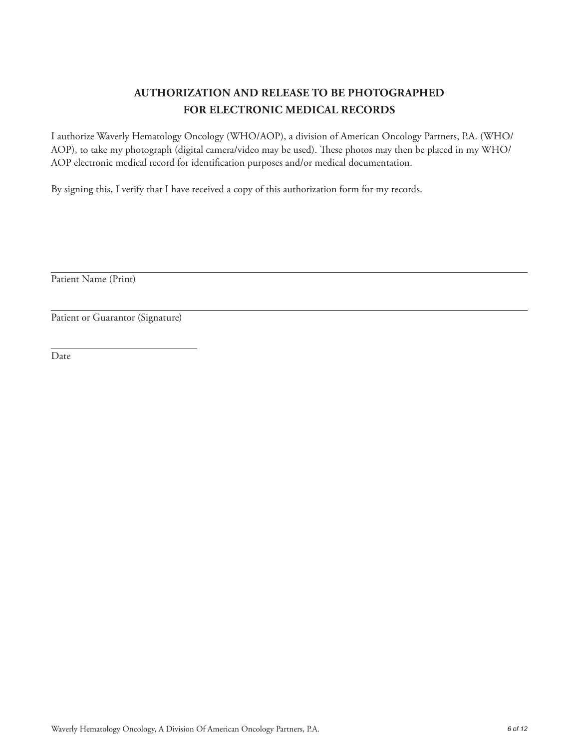# AUTHORIZATION AND RELEASE TO BE PHOTOGRAPHED FOR ELECTRONIC MEDICAL RECORDS

I authorize Waverly Hematology Oncology (WHO/AOP), a division of American Oncology Partners, P.A. (WHO/AOP), to take my photograph (digital camera/video may be used). These photos may then be placed in my WHO/AOP electronic medical record for identification purposes and/or medical documentation.

By signing this, I verify that I have received a copy of this authorization form for my records.

\_\_\_\_\_\_\_\_\_\_\_\_\_\_\_\_\_\_\_\_\_\_\_\_\_\_\_\_\_\_\_\_\_\_\_\_\_\_\_\_\_\_\_\_\_\_\_\_\_\_\_\_\_\_\_\_\_\_\_\_\_\_

Patient Name (Print)

\_\_\_\_\_\_\_\_\_\_\_\_\_\_\_\_\_\_\_\_\_\_\_\_\_\_\_\_\_\_\_\_\_\_\_\_\_\_\_\_\_\_\_\_\_\_\_\_\_\_\_\_\_\_\_\_\_\_\_\_\_\_

Patient or Guarantor (Signature)

\_\_\_\_\_\_\_\_\_\_\_\_\_\_\_\_\_\_\_\_\_\_\_\_\_\_

Date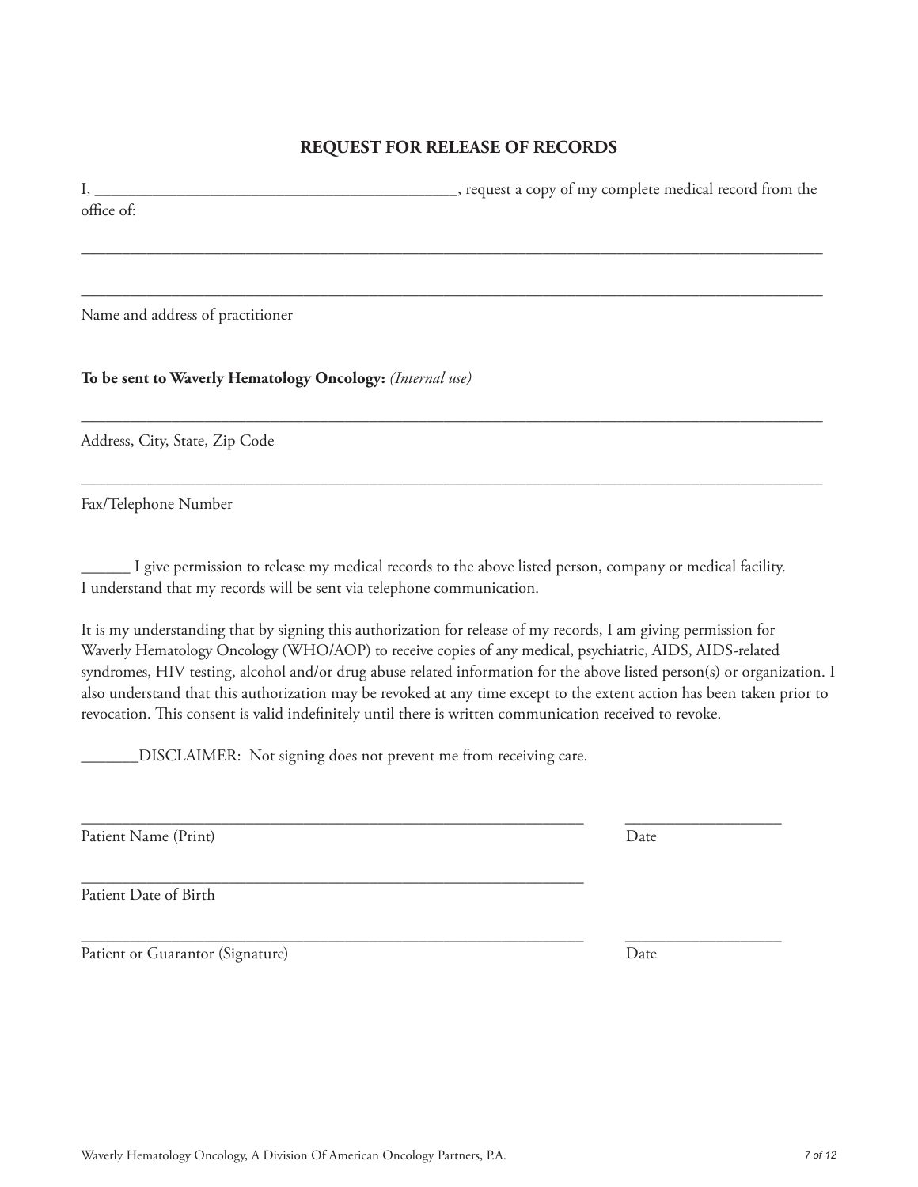## REQUEST FOR RELEASE OF RECORDS

I, _____________________________________________, request a copy of my complete medical record from the office of:

_____________________________________________________________________________________________

_____________________________________________________________________________________________

Name and address of practitioner

**To be sent to Waverly Hematology Oncology:** *(Internal use)*

_____________________________________________________________________________________________

Address, City, State, Zip Code

_____________________________________________________________________________________________

Fax/Telephone Number

______ I give permission to release my medical records to the above listed person, company or medical facility. I understand that my records will be sent via telephone communication.

It is my understanding that by signing this authorization for release of my records, I am giving permission for Waverly Hematology Oncology (WHO/AOP) to receive copies of any medical, psychiatric, AIDS, AIDS-related syndromes, HIV testing, alcohol and/or drug abuse related information for the above listed person(s) or organization. I also understand that this authorization may be revoked at any time except to the extent action has been taken prior to revocation. This consent is valid indefinitely until there is written communication received to revoke.

_______DISCLAIMER: Not signing does not prevent me from receiving care.

_________________________________________________________________ ____________________

Patient Name (Print) Date

_________________________________________________________________

Patient Date of Birth

_________________________________________________________________ ____________________

Patient or Guarantor (Signature) Date

Waverly Hematology Oncology, A Division Of American Oncology Partners, P.A.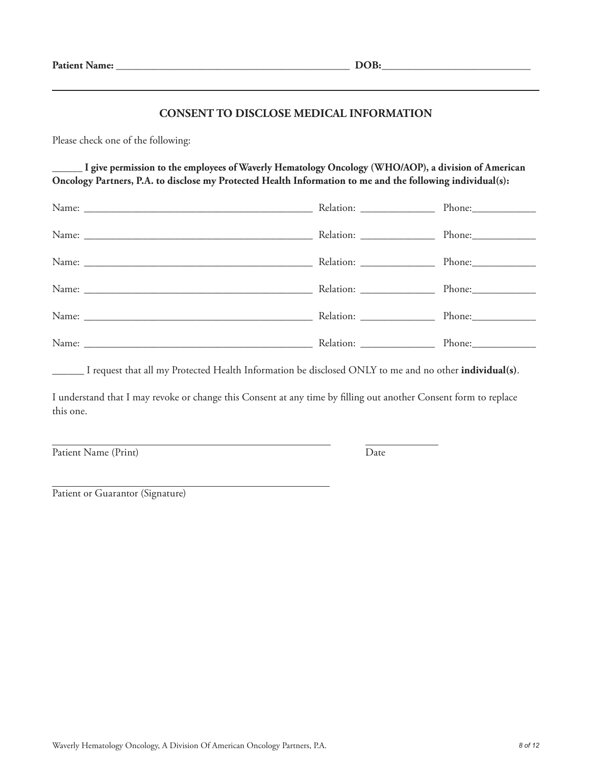**Patient Name:** ____________________________________________ **DOB:**____________________________

## CONSENT TO DISCLOSE MEDICAL INFORMATION

Please check one of the following:

**______ I give permission to the employees of Waverly Hematology Oncology (WHO/AOP), a division of American Oncology Partners, P.A. to disclose my Protected Health Information to me and the following individual(s):**

Name: ____________________________________________ Relation: ______________ Phone:____________

Name: ____________________________________________ Relation: ______________ Phone:____________

Name: ____________________________________________ Relation: ______________ Phone:____________

Name: ____________________________________________ Relation: ______________ Phone:____________

Name: ____________________________________________ Relation: ______________ Phone:____________

Name: ____________________________________________ Relation: ______________ Phone:____________

______ I request that all my Protected Health Information be disclosed ONLY to me and no other **individual(s)**.

I understand that I may revoke or change this Consent at any time by filling out another Consent form to replace this one.

______________________________________________________ ______________

Patient Name (Print) Date

______________________________________________________

Patient or Guarantor (Signature)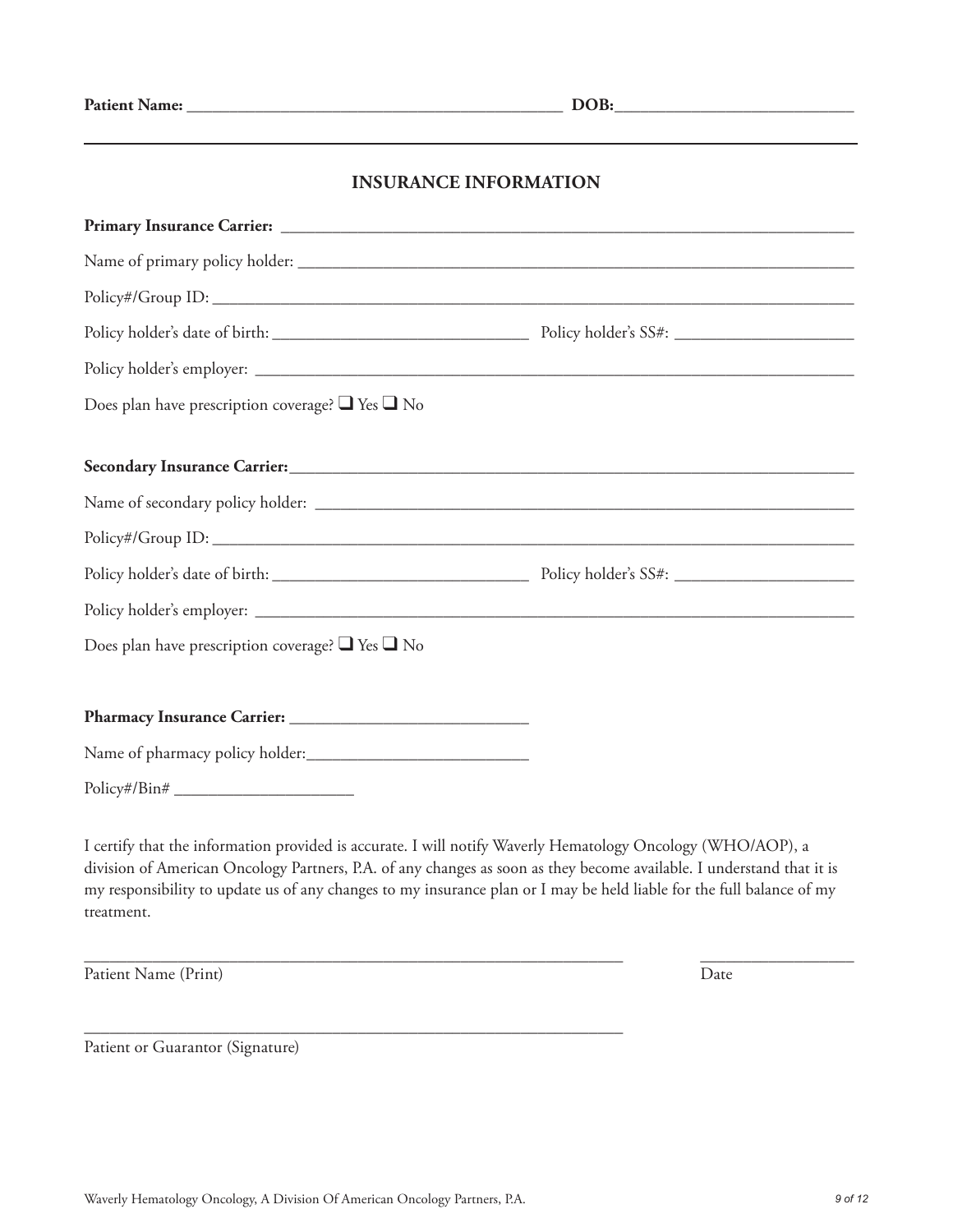**Patient Name:** _____________________________________________ **DOB:**____________________________

## INSURANCE INFORMATION

**Primary Insurance Carrier:** ______________________________________________________________________

Name of primary policy holder: ____________________________________________________________________

Policy#/Group ID: _________________________________________________________________________________

Policy holder's date of birth: _______________________________ Policy holder's SS#: _____________________

Policy holder's employer: __________________________________________________________________________

Does plan have prescription coverage? ❑ Yes ❑ No

**Secondary Insurance Carrier:**______________________________________________________________________

Name of secondary policy holder: __________________________________________________________________

Policy#/Group ID: _________________________________________________________________________________

Policy holder's date of birth: _______________________________ Policy holder's SS#: _____________________

Policy holder's employer: __________________________________________________________________________

Does plan have prescription coverage? ❑ Yes ❑ No

**Pharmacy Insurance Carrier:** ____________________________

Name of pharmacy policy holder:__________________________

Policy#/Bin# _____________________

I certify that the information provided is accurate. I will notify Waverly Hematology Oncology (WHO/AOP), a division of American Oncology Partners, P.A. of any changes as soon as they become available. I understand that it is my responsibility to update us of any changes to my insurance plan or I may be held liable for the full balance of my treatment.

_________________________________________________________________ __________________

Patient Name (Print) Date

_________________________________________________________________

Patient or Guarantor (Signature)

Waverly Hematology Oncology, A Division Of American Oncology Partners, P.A.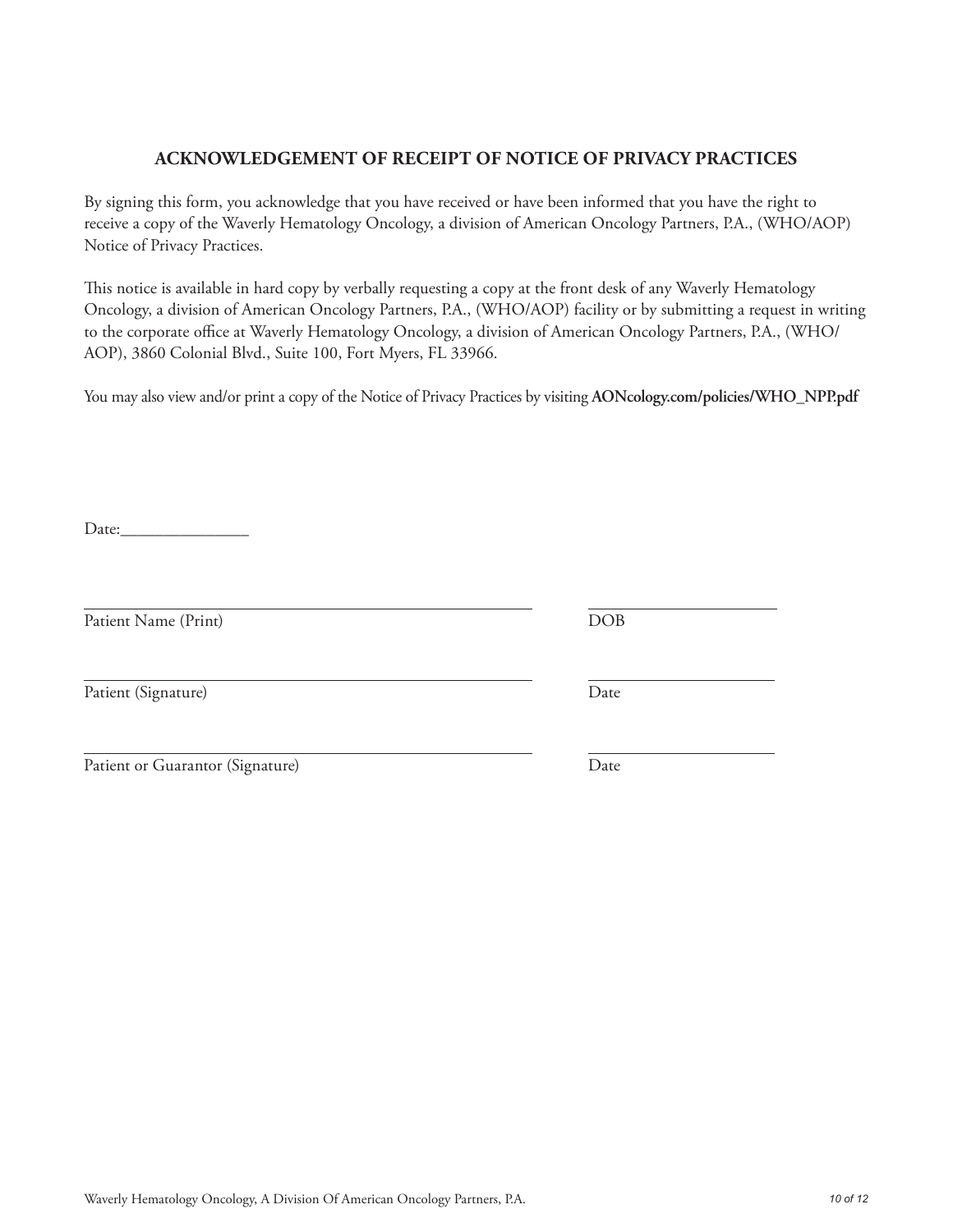## ACKNOWLEDGEMENT OF RECEIPT OF NOTICE OF PRIVACY PRACTICES

By signing this form, you acknowledge that you have received or have been informed that you have the right to receive a copy of the Waverly Hematology Oncology, a division of American Oncology Partners, P.A., (WHO/AOP) Notice of Privacy Practices.

This notice is available in hard copy by verbally requesting a copy at the front desk of any Waverly Hematology Oncology, a division of American Oncology Partners, P.A., (WHO/AOP) facility or by submitting a request in writing to the corporate office at Waverly Hematology Oncology, a division of American Oncology Partners, P.A., (WHO/AOP), 3860 Colonial Blvd., Suite 100, Fort Myers, FL 33966.

You may also view and/or print a copy of the Notice of Privacy Practices by visiting **AONcology.com/policies/WHO_NPP.pdf**

Date:_______________

_____________________________________________ _____________________

Patient Name (Print) DOB

_____________________________________________ _____________________

Patient (Signature) Date

_____________________________________________ _____________________

Patient or Guarantor (Signature) Date

Waverly Hematology Oncology, A Division Of American Oncology Partners, P.A.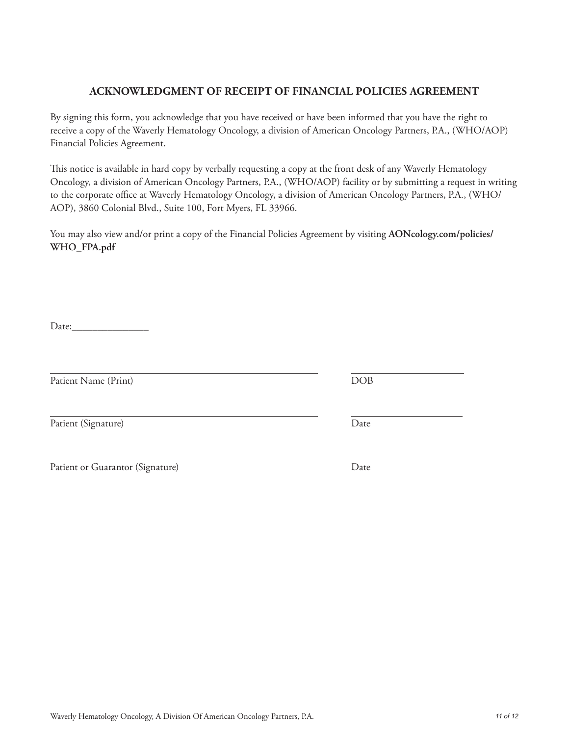## ACKNOWLEDGMENT OF RECEIPT OF FINANCIAL POLICIES AGREEMENT

By signing this form, you acknowledge that you have received or have been informed that you have the right to receive a copy of the Waverly Hematology Oncology, a division of American Oncology Partners, P.A., (WHO/AOP) Financial Policies Agreement.

This notice is available in hard copy by verbally requesting a copy at the front desk of any Waverly Hematology Oncology, a division of American Oncology Partners, P.A., (WHO/AOP) facility or by submitting a request in writing to the corporate office at Waverly Hematology Oncology, a division of American Oncology Partners, P.A., (WHO/AOP), 3860 Colonial Blvd., Suite 100, Fort Myers, FL 33966.

You may also view and/or print a copy of the Financial Policies Agreement by visiting **AONcology.com/policies/WHO_FPA.pdf**

Date:_______________

_________________________________________________ ______________________
Patient Name (Print) DOB

_________________________________________________ ______________________
Patient (Signature) Date

_________________________________________________ ______________________
Patient or Guarantor (Signature) Date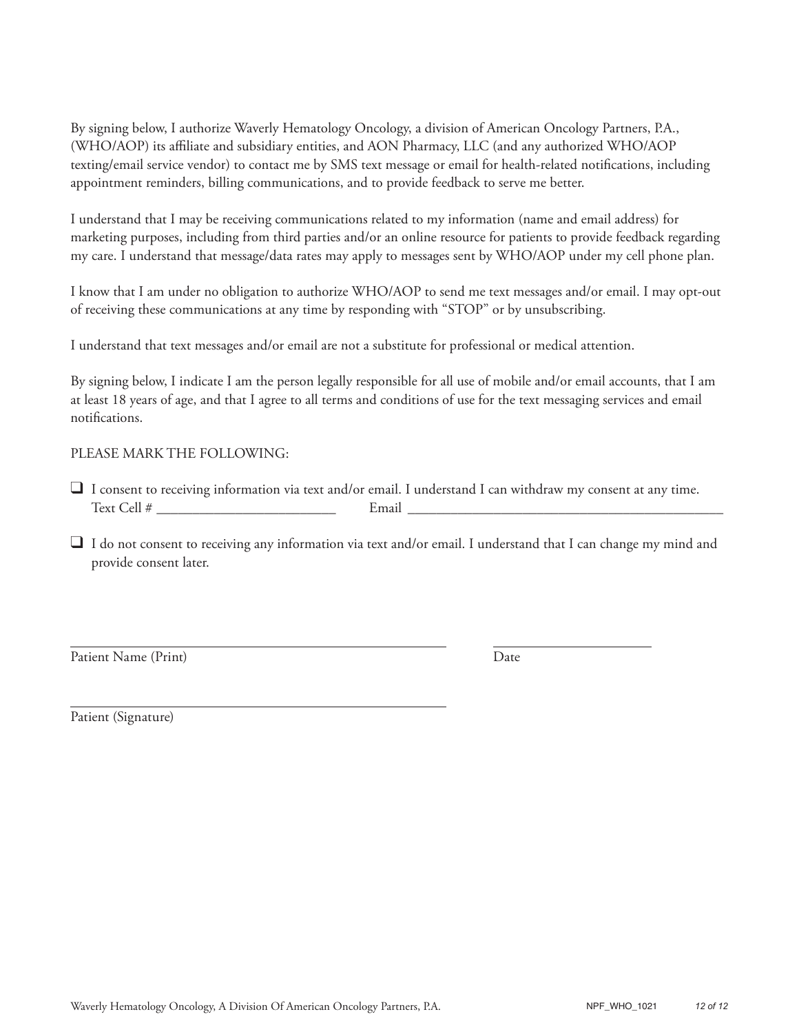By signing below, I authorize Waverly Hematology Oncology, a division of American Oncology Partners, P.A., (WHO/AOP) its affiliate and subsidiary entities, and AON Pharmacy, LLC (and any authorized WHO/AOP texting/email service vendor) to contact me by SMS text message or email for health-related notifications, including appointment reminders, billing communications, and to provide feedback to serve me better.

I understand that I may be receiving communications related to my information (name and email address) for marketing purposes, including from third parties and/or an online resource for patients to provide feedback regarding my care. I understand that message/data rates may apply to messages sent by WHO/AOP under my cell phone plan.

I know that I am under no obligation to authorize WHO/AOP to send me text messages and/or email. I may opt-out of receiving these communications at any time by responding with "STOP" or by unsubscribing.

I understand that text messages and/or email are not a substitute for professional or medical attention.

By signing below, I indicate I am the person legally responsible for all use of mobile and/or email accounts, that I am at least 18 years of age, and that I agree to all terms and conditions of use for the text messaging services and email notifications.

PLEASE MARK THE FOLLOWING:

- ☐ I consent to receiving information via text and/or email. I understand I can withdraw my consent at any time.
  Text Cell # _________________________ Email _______________________________________________

- ☐ I do not consent to receiving any information via text and/or email. I understand that I can change my mind and provide consent later.

______________________________________________________ ______________________

Patient Name (Print) Date

______________________________________________________

Patient (Signature)